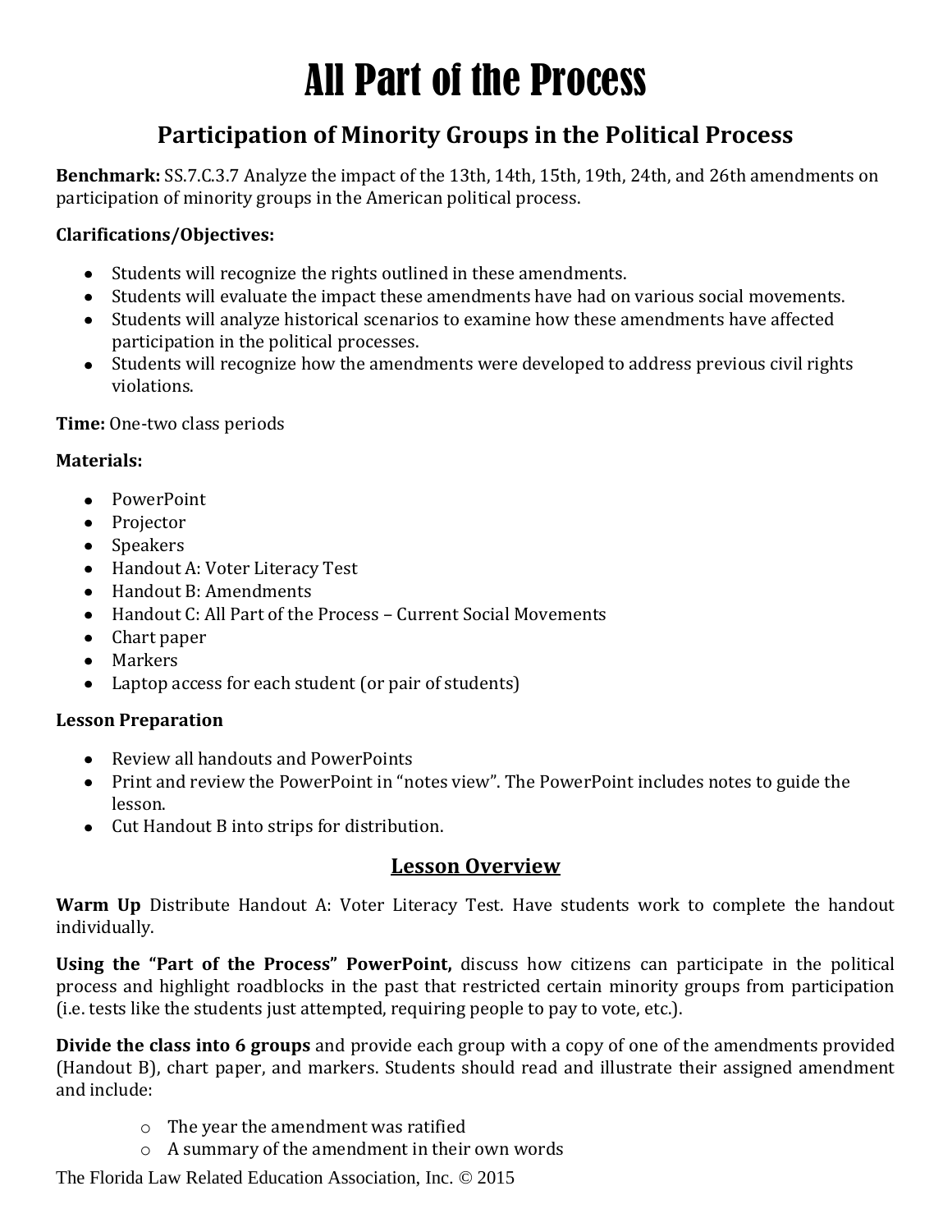# All Part of the Process

## Participation of Minority Groups in the Political Process

**Benchmark:** SS.7.C.3.7 Analyze the impact of the 13th, 14th, 15th, 19th, 24th, and 26th amendments on participation of minority groups in the American political process.

**Clarifications/Objectives:**

- Students will recognize the rights outlined in these amendments.
- Students will evaluate the impact these amendments have had on various social movements.
- Students will analyze historical scenarios to examine how these amendments have affected participation in the political processes.
- Students will recognize how the amendments were developed to address previous civil rights violations.

**Time:** One-two class periods

**Materials:**

- PowerPoint
- Projector
- Speakers
- Handout A: Voter Literacy Test
- Handout B: Amendments
- Handout C: All Part of the Process – Current Social Movements
- Chart paper
- Markers
- Laptop access for each student (or pair of students)

**Lesson Preparation**

- Review all handouts and PowerPoints
- Print and review the PowerPoint in "notes view". The PowerPoint includes notes to guide the lesson.
- Cut Handout B into strips for distribution.

### Lesson Overview

**Warm Up** Distribute Handout A: Voter Literacy Test. Have students work to complete the handout individually.

**Using the "Part of the Process" PowerPoint,** discuss how citizens can participate in the political process and highlight roadblocks in the past that restricted certain minority groups from participation (i.e. tests like the students just attempted, requiring people to pay to vote, etc.).

**Divide the class into 6 groups** and provide each group with a copy of one of the amendments provided (Handout B), chart paper, and markers. Students should read and illustrate their assigned amendment and include:

- The year the amendment was ratified
- A summary of the amendment in their own words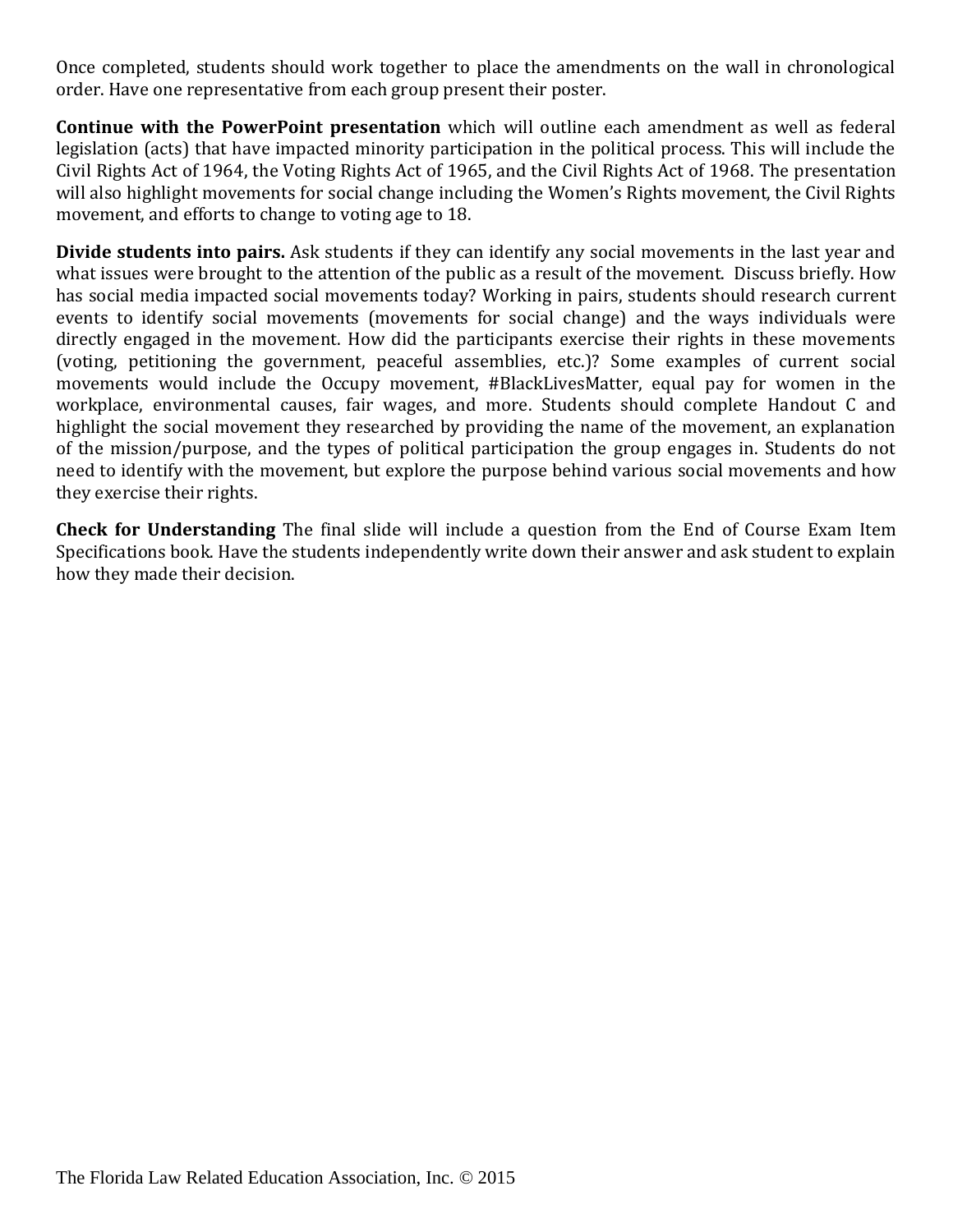Once completed, students should work together to place the amendments on the wall in chronological order. Have one representative from each group present their poster.

**Continue with the PowerPoint presentation** which will outline each amendment as well as federal legislation (acts) that have impacted minority participation in the political process. This will include the Civil Rights Act of 1964, the Voting Rights Act of 1965, and the Civil Rights Act of 1968. The presentation will also highlight movements for social change including the Women's Rights movement, the Civil Rights movement, and efforts to change to voting age to 18.

**Divide students into pairs.** Ask students if they can identify any social movements in the last year and what issues were brought to the attention of the public as a result of the movement. Discuss briefly. How has social media impacted social movements today? Working in pairs, students should research current events to identify social movements (movements for social change) and the ways individuals were directly engaged in the movement. How did the participants exercise their rights in these movements (voting, petitioning the government, peaceful assemblies, etc.)? Some examples of current social movements would include the Occupy movement, #BlackLivesMatter, equal pay for women in the workplace, environmental causes, fair wages, and more. Students should complete Handout C and highlight the social movement they researched by providing the name of the movement, an explanation of the mission/purpose, and the types of political participation the group engages in. Students do not need to identify with the movement, but explore the purpose behind various social movements and how they exercise their rights.

**Check for Understanding** The final slide will include a question from the End of Course Exam Item Specifications book. Have the students independently write down their answer and ask student to explain how they made their decision.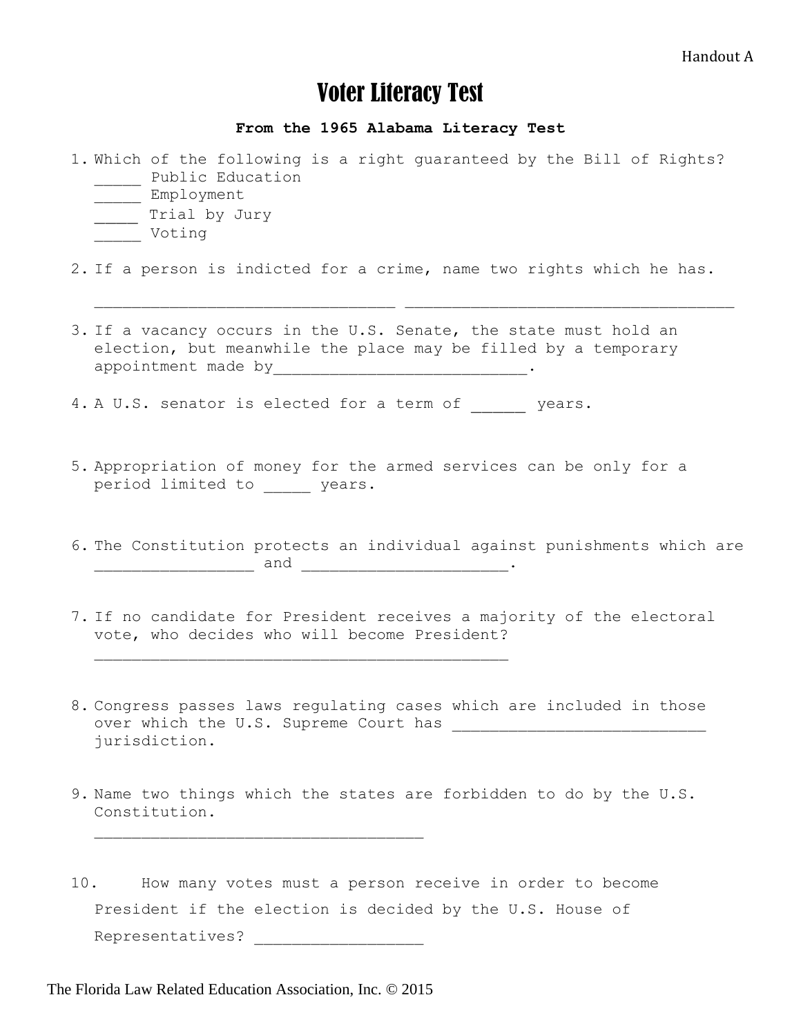Handout A

# Voter Literacy Test

**From the 1965 Alabama Literacy Test**

1. Which of the following is a right guaranteed by the Bill of Rights?
   _____ Public Education
   _____ Employment
   _____ Trial by Jury
   _____ Voting

2. If a person is indicted for a crime, name two rights which he has.

   ________________________________ ___________________________________

3. If a vacancy occurs in the U.S. Senate, the state must hold an election, but meanwhile the place may be filled by a temporary appointment made by___________________________.

4. A U.S. senator is elected for a term of ______ years.

5. Appropriation of money for the armed services can be only for a period limited to _____ years.

6. The Constitution protects an individual against punishments which are _________________ and ______________________.

7. If no candidate for President receives a majority of the electoral vote, who decides who will become President?
   ____________________________________________

8. Congress passes laws regulating cases which are included in those over which the U.S. Supreme Court has ___________________________ jurisdiction.

9. Name two things which the states are forbidden to do by the U.S. Constitution.
   ___________________________________

10. How many votes must a person receive in order to become President if the election is decided by the U.S. House of Representatives? __________________

The Florida Law Related Education Association, Inc. © 2015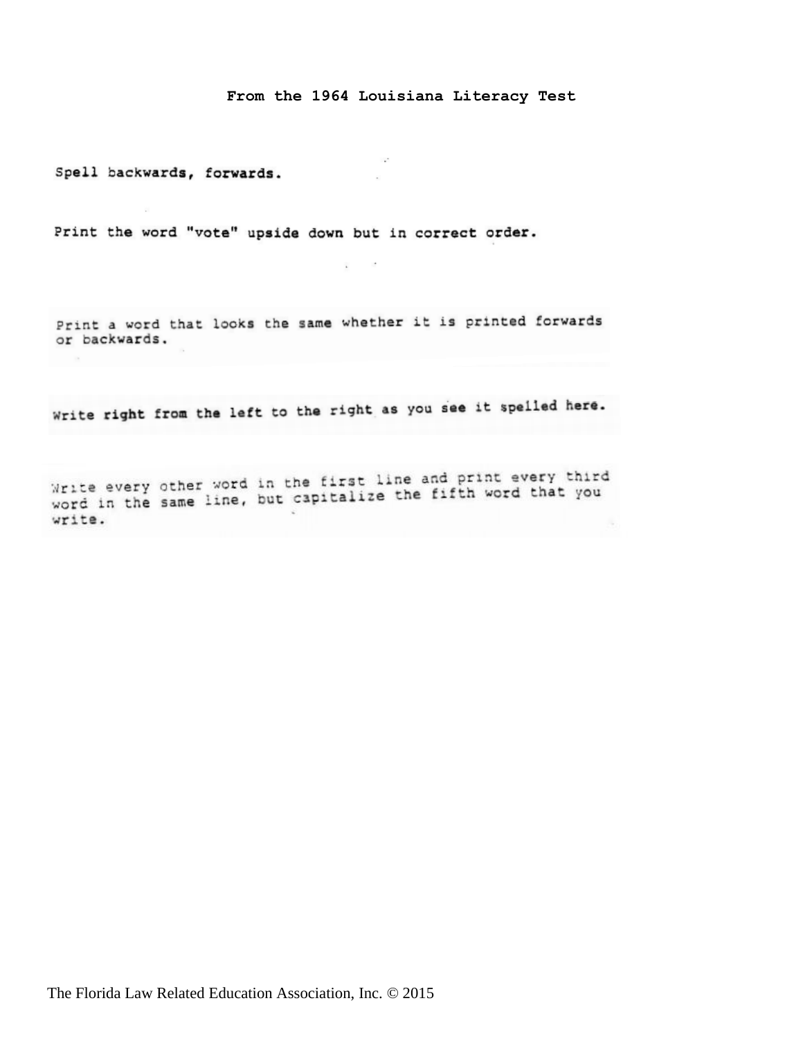**From the 1964 Louisiana Literacy Test**

Spell backwards, forwards.

Print the word "vote" upside down but in correct order.

Print a word that looks the same whether it is printed forwards or backwards.

Write right from the left to the right as you see it spelled here.

Write every other word in the first line and print every third word in the same line, but capitalize the fifth word that you write.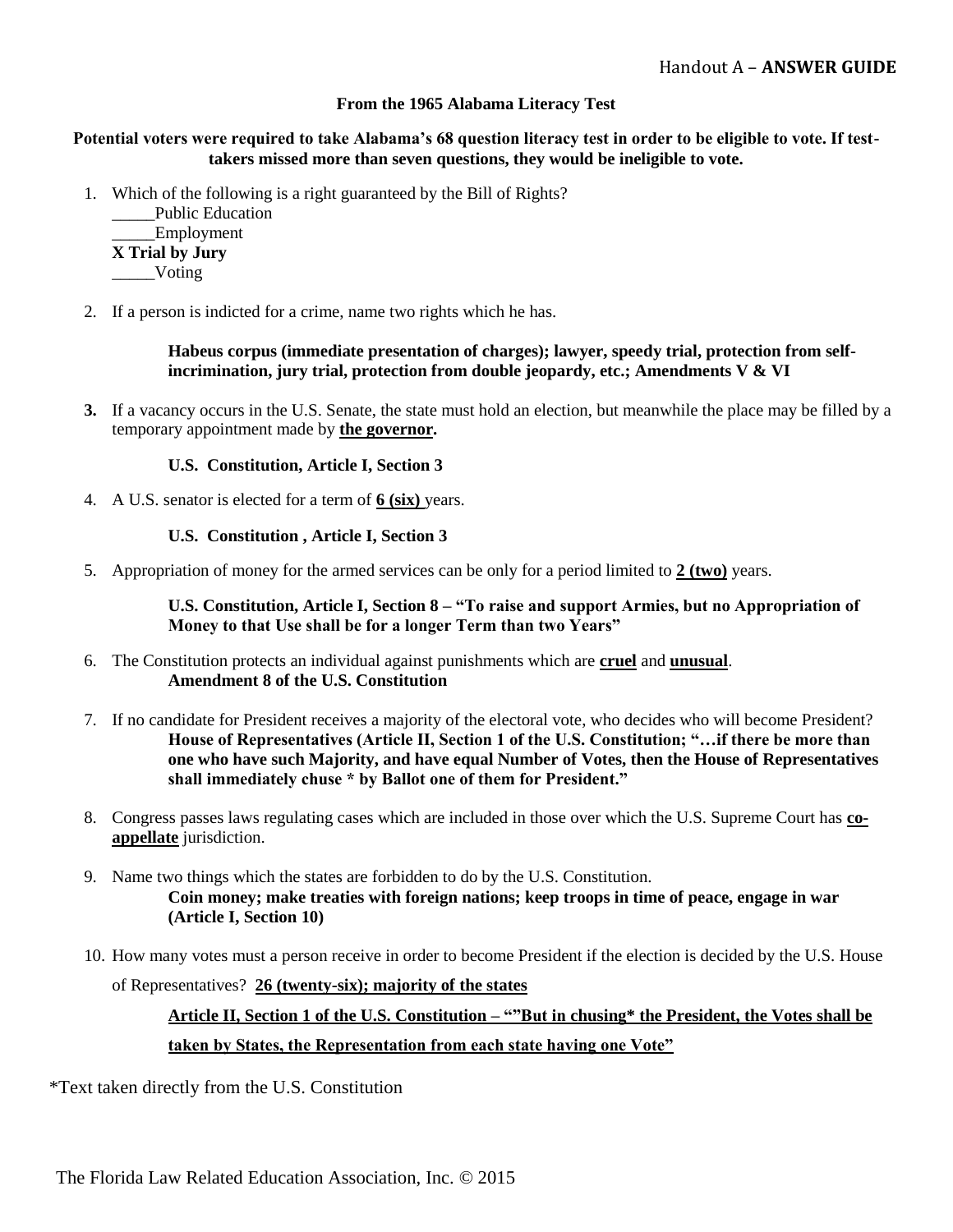Handout A – **ANSWER GUIDE**

**From the 1965 Alabama Literacy Test**

**Potential voters were required to take Alabama's 68 question literacy test in order to be eligible to vote. If test-takers missed more than seven questions, they would be ineligible to vote.**

1. Which of the following is a right guaranteed by the Bill of Rights?
   _____Public Education
   _____Employment
   **X Trial by Jury**
   _____Voting

2. If a person is indicted for a crime, name two rights which he has.

   **Habeus corpus (immediate presentation of charges); lawyer, speedy trial, protection from self-incrimination, jury trial, protection from double jeopardy, etc.; Amendments V & VI**

3. If a vacancy occurs in the U.S. Senate, the state must hold an election, but meanwhile the place may be filled by a temporary appointment made by **the governor.**

   **U.S. Constitution, Article I, Section 3**

4. A U.S. senator is elected for a term of **6 (six)** years.

   **U.S. Constitution , Article I, Section 3**

5. Appropriation of money for the armed services can be only for a period limited to **2 (two)** years.

   **U.S. Constitution, Article I, Section 8 – "To raise and support Armies, but no Appropriation of Money to that Use shall be for a longer Term than two Years"**

6. The Constitution protects an individual against punishments which are **cruel** and **unusual**.
   **Amendment 8 of the U.S. Constitution**

7. If no candidate for President receives a majority of the electoral vote, who decides who will become President?
   **House of Representatives (Article II, Section 1 of the U.S. Constitution; "…if there be more than one who have such Majority, and have equal Number of Votes, then the House of Representatives shall immediately chuse * by Ballot one of them for President."**

8. Congress passes laws regulating cases which are included in those over which the U.S. Supreme Court has **co-appellate** jurisdiction.

9. Name two things which the states are forbidden to do by the U.S. Constitution.
   **Coin money; make treaties with foreign nations; keep troops in time of peace, engage in war (Article I, Section 10)**

10. How many votes must a person receive in order to become President if the election is decided by the U.S. House of Representatives? **26 (twenty-six); majority of the states**

    **Article II, Section 1 of the U.S. Constitution – ""But in chusing* the President, the Votes shall be taken by States, the Representation from each state having one Vote"**

*Text taken directly from the U.S. Constitution

The Florida Law Related Education Association, Inc. © 2015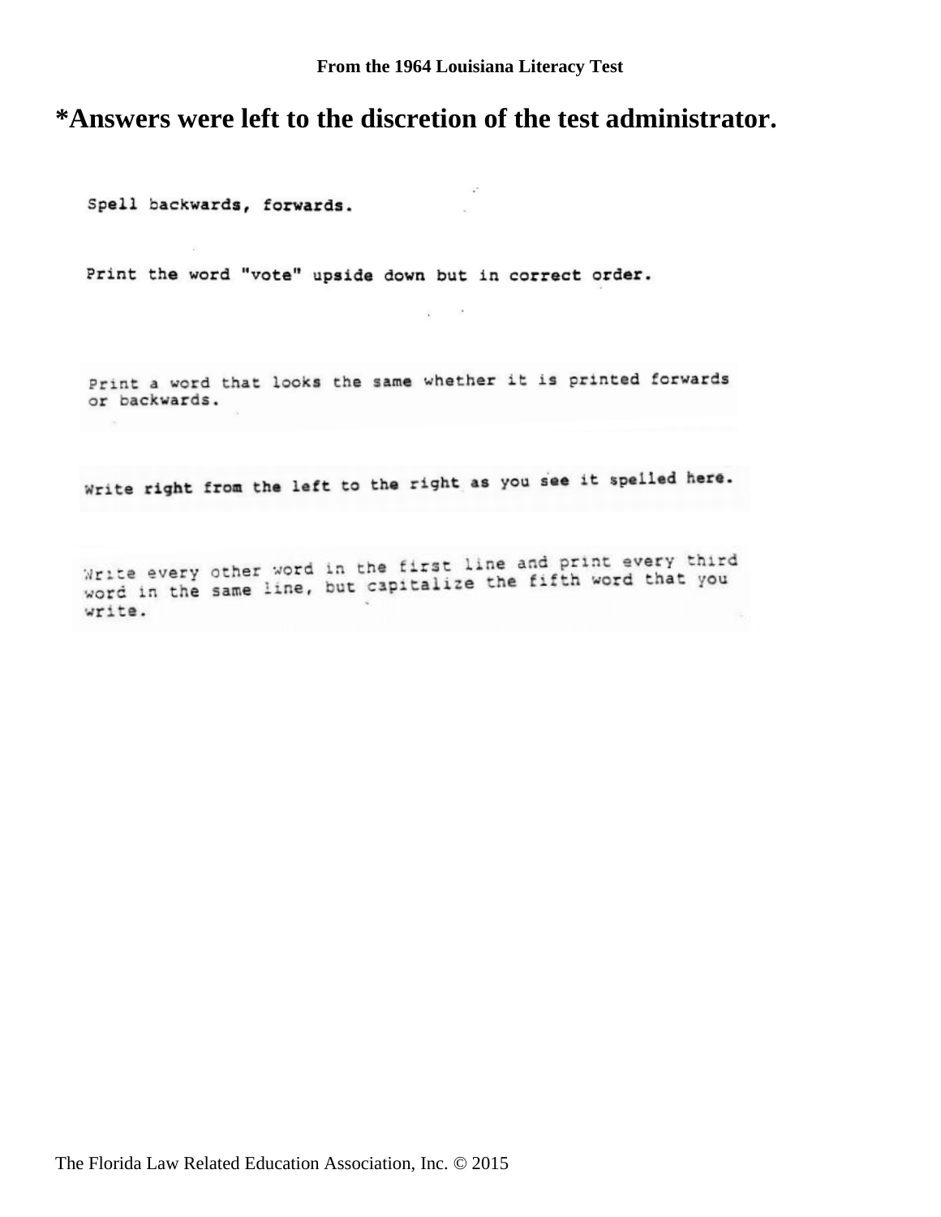**From the 1964 Louisiana Literacy Test**

# *Answers were left to the discretion of the test administrator.

Spell backwards, forwards.

Print the word "vote" upside down but in correct order.

Print a word that looks the same whether it is printed forwards or backwards.

Write right from the left to the right as you see it spelled here.

Write every other word in the first line and print every third word in the same line, but capitalize the fifth word that you write.

The Florida Law Related Education Association, Inc. © 2015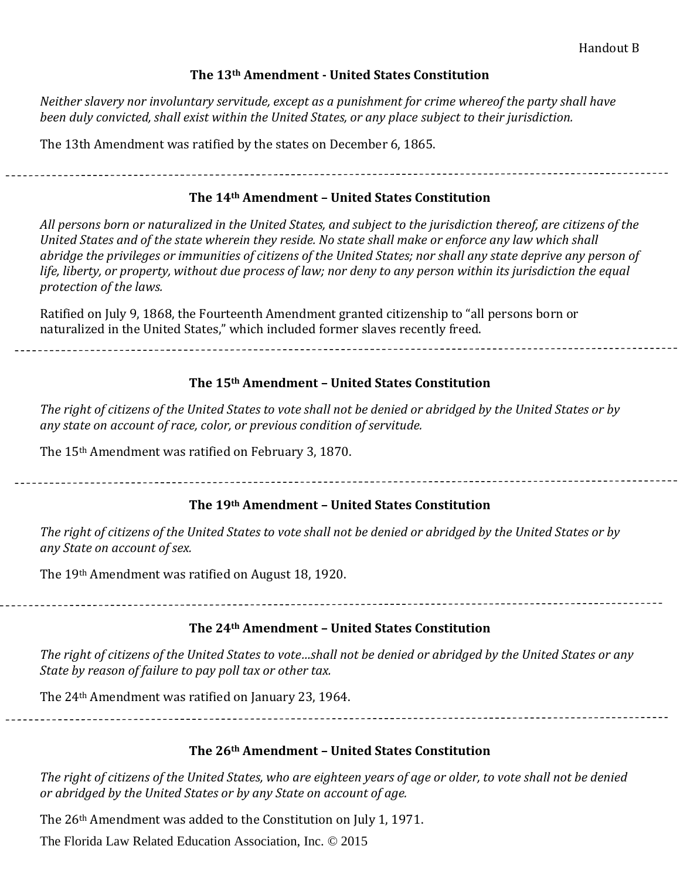Handout B

### The 13th Amendment - United States Constitution

*Neither slavery nor involuntary servitude, except as a punishment for crime whereof the party shall have been duly convicted, shall exist within the United States, or any place subject to their jurisdiction.*

The 13th Amendment was ratified by the states on December 6, 1865.

---

### The 14th Amendment – United States Constitution

*All persons born or naturalized in the United States, and subject to the jurisdiction thereof, are citizens of the United States and of the state wherein they reside. No state shall make or enforce any law which shall abridge the privileges or immunities of citizens of the United States; nor shall any state deprive any person of life, liberty, or property, without due process of law; nor deny to any person within its jurisdiction the equal protection of the laws.*

Ratified on July 9, 1868, the Fourteenth Amendment granted citizenship to "all persons born or naturalized in the United States," which included former slaves recently freed.

---

### The 15th Amendment – United States Constitution

*The right of citizens of the United States to vote shall not be denied or abridged by the United States or by any state on account of race, color, or previous condition of servitude.*

The 15th Amendment was ratified on February 3, 1870.

---

### The 19th Amendment – United States Constitution

*The right of citizens of the United States to vote shall not be denied or abridged by the United States or by any State on account of sex.*

The 19th Amendment was ratified on August 18, 1920.

---

### The 24th Amendment – United States Constitution

*The right of citizens of the United States to vote…shall not be denied or abridged by the United States or any State by reason of failure to pay poll tax or other tax.*

The 24th Amendment was ratified on January 23, 1964.

---

### The 26th Amendment – United States Constitution

*The right of citizens of the United States, who are eighteen years of age or older, to vote shall not be denied or abridged by the United States or by any State on account of age.*

The 26th Amendment was added to the Constitution on July 1, 1971.

The Florida Law Related Education Association, Inc. © 2015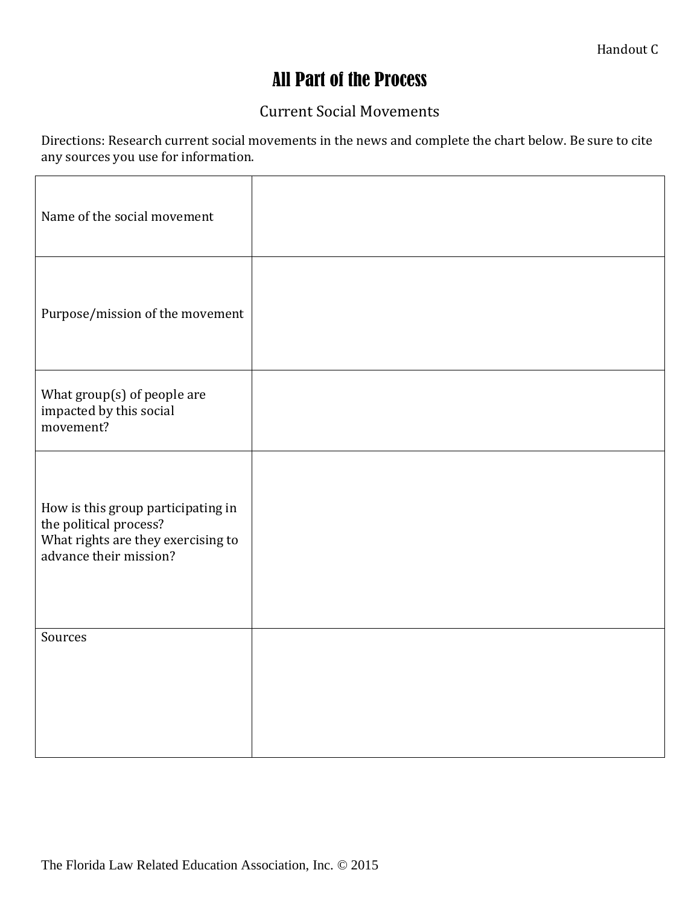Handout C

# All Part of the Process

## Current Social Movements

Directions: Research current social movements in the news and complete the chart below. Be sure to cite any sources you use for information.

| | |
|---|---|
| Name of the social movement | |
| Purpose/mission of the movement | |
| What group(s) of people are impacted by this social movement? | |
| How is this group participating in the political process?<br>What rights are they exercising to advance their mission? | |
| Sources | |

The Florida Law Related Education Association, Inc. © 2015